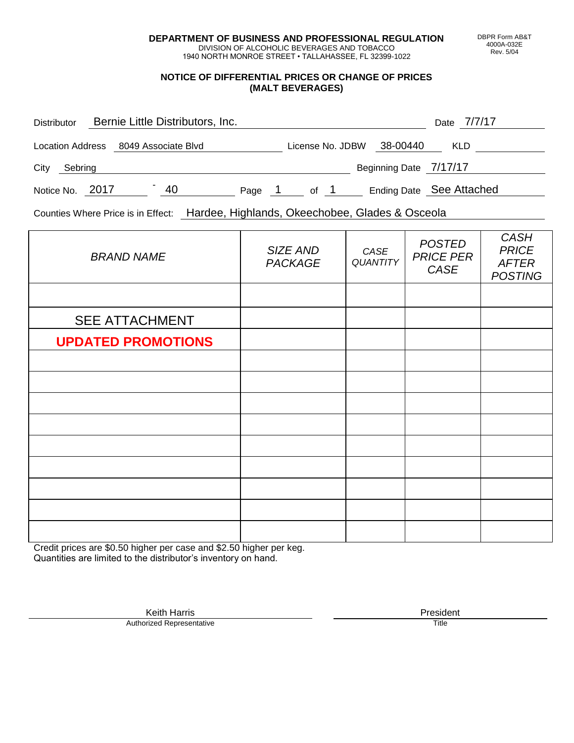**DEPARTMENT OF BUSINESS AND PROFESSIONAL REGULATION**
DIVISION OF ALCOHOLIC BEVERAGES AND TOBACCO
1940 NORTH MONROE STREET • TALLAHASSEE, FL 32399-1022

DBPR Form AB&T 4000A-032E Rev. 5/04

## NOTICE OF DIFFERENTIAL PRICES OR CHANGE OF PRICES (MALT BEVERAGES)

Distributor: Bernie Little Distributors, Inc. Date: 7/7/17

Location Address: 8049 Associate Blvd License No. JDBW 38-00440 KLD

City: Sebring Beginning Date: 7/17/17

Notice No. 2017 - 40 Page 1 of 1 Ending Date: See Attached

Counties Where Price is in Effect: Hardee, Highlands, Okeechobee, Glades & Osceola

| *BRAND NAME* | *SIZE AND PACKAGE* | *CASE QUANTITY* | *POSTED PRICE PER CASE* | *CASH PRICE AFTER POSTING* |
|---|---|---|---|---|
| | | | | |
| SEE ATTACHMENT | | | | |
| **UPDATED PROMOTIONS** | | | | |
| | | | | |
| | | | | |
| | | | | |
| | | | | |
| | | | | |
| | | | | |
| | | | | |
| | | | | |
| | | | | |

Credit prices are $0.50 higher per case and $2.50 higher per keg.
Quantities are limited to the distributor's inventory on hand.

Keith Harris
Authorized Representative

President
Title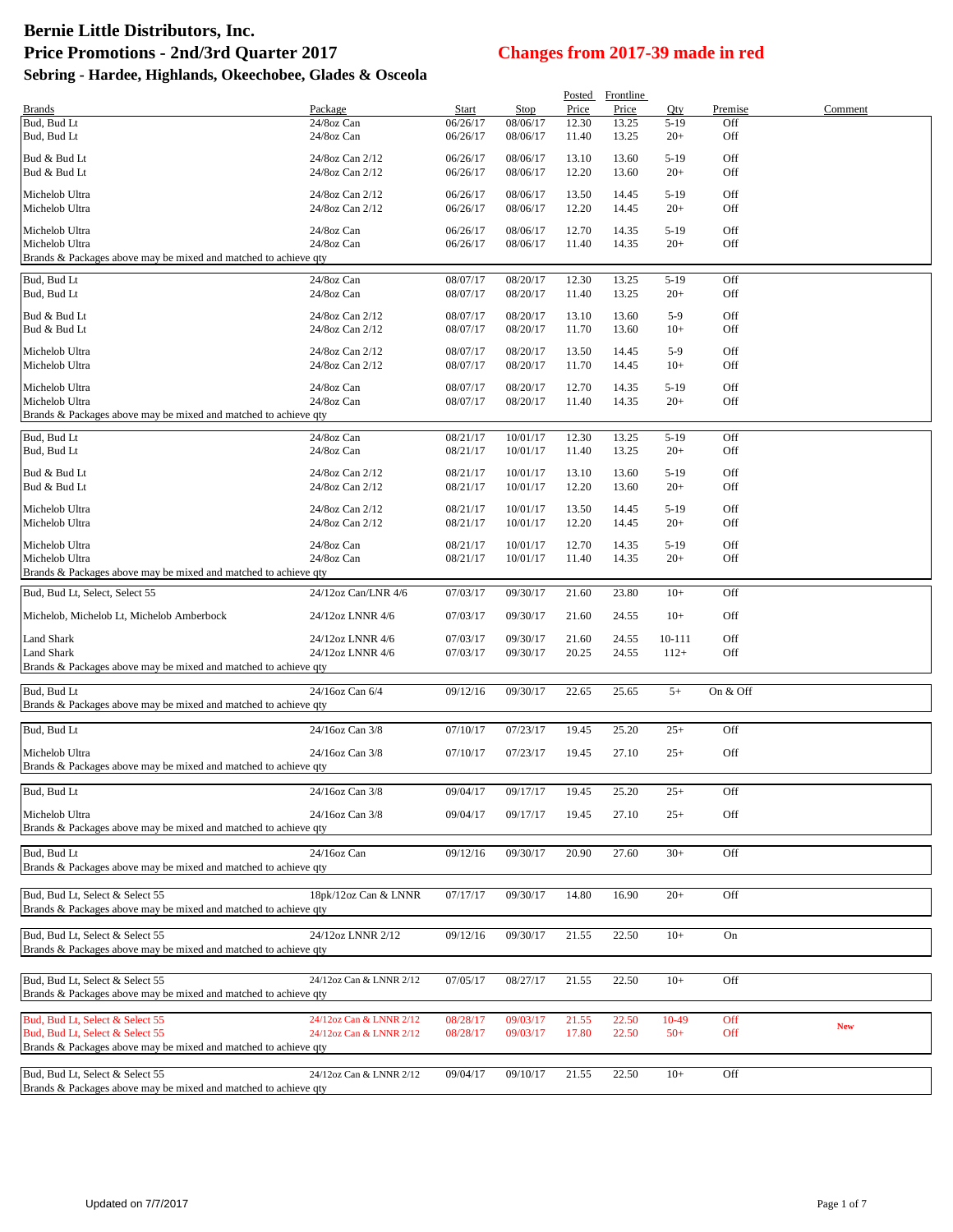# Bernie Little Distributors, Inc.

## Price Promotions - 2nd/3rd Quarter 2017

## Changes from 2017-39 made in red

### Sebring - Hardee, Highlands, Okeechobee, Glades & Osceola

| Brands | Package | Start | Stop | Posted Price | Frontline Price | Qty | Premise | Comment |
|---|---|---|---|---|---|---|---|---|
| Bud, Bud Lt | 24/8oz Can | 06/26/17 | 08/06/17 | 12.30 | 13.25 | 5-19 | Off | |
| Bud, Bud Lt | 24/8oz Can | 06/26/17 | 08/06/17 | 11.40 | 13.25 | 20+ | Off | |
| Bud & Bud Lt | 24/8oz Can 2/12 | 06/26/17 | 08/06/17 | 13.10 | 13.60 | 5-19 | Off | |
| Bud & Bud Lt | 24/8oz Can 2/12 | 06/26/17 | 08/06/17 | 12.20 | 13.60 | 20+ | Off | |
| Michelob Ultra | 24/8oz Can 2/12 | 06/26/17 | 08/06/17 | 13.50 | 14.45 | 5-19 | Off | |
| Michelob Ultra | 24/8oz Can 2/12 | 06/26/17 | 08/06/17 | 12.20 | 14.45 | 20+ | Off | |
| Michelob Ultra | 24/8oz Can | 06/26/17 | 08/06/17 | 12.70 | 14.35 | 5-19 | Off | |
| Michelob Ultra | 24/8oz Can | 06/26/17 | 08/06/17 | 11.40 | 14.35 | 20+ | Off | |
| Brands & Packages above may be mixed and matched to achieve qty | | | | | | | | |
| Bud, Bud Lt | 24/8oz Can | 08/07/17 | 08/20/17 | 12.30 | 13.25 | 5-19 | Off | |
| Bud, Bud Lt | 24/8oz Can | 08/07/17 | 08/20/17 | 11.40 | 13.25 | 20+ | Off | |
| Bud & Bud Lt | 24/8oz Can 2/12 | 08/07/17 | 08/20/17 | 13.10 | 13.60 | 5-9 | Off | |
| Bud & Bud Lt | 24/8oz Can 2/12 | 08/07/17 | 08/20/17 | 11.70 | 13.60 | 10+ | Off | |
| Michelob Ultra | 24/8oz Can 2/12 | 08/07/17 | 08/20/17 | 13.50 | 14.45 | 5-9 | Off | |
| Michelob Ultra | 24/8oz Can 2/12 | 08/07/17 | 08/20/17 | 11.70 | 14.45 | 10+ | Off | |
| Michelob Ultra | 24/8oz Can | 08/07/17 | 08/20/17 | 12.70 | 14.35 | 5-19 | Off | |
| Michelob Ultra | 24/8oz Can | 08/07/17 | 08/20/17 | 11.40 | 14.35 | 20+ | Off | |
| Brands & Packages above may be mixed and matched to achieve qty | | | | | | | | |
| Bud, Bud Lt | 24/8oz Can | 08/21/17 | 10/01/17 | 12.30 | 13.25 | 5-19 | Off | |
| Bud, Bud Lt | 24/8oz Can | 08/21/17 | 10/01/17 | 11.40 | 13.25 | 20+ | Off | |
| Bud & Bud Lt | 24/8oz Can 2/12 | 08/21/17 | 10/01/17 | 13.10 | 13.60 | 5-19 | Off | |
| Bud & Bud Lt | 24/8oz Can 2/12 | 08/21/17 | 10/01/17 | 12.20 | 13.60 | 20+ | Off | |
| Michelob Ultra | 24/8oz Can 2/12 | 08/21/17 | 10/01/17 | 13.50 | 14.45 | 5-19 | Off | |
| Michelob Ultra | 24/8oz Can 2/12 | 08/21/17 | 10/01/17 | 12.20 | 14.45 | 20+ | Off | |
| Michelob Ultra | 24/8oz Can | 08/21/17 | 10/01/17 | 12.70 | 14.35 | 5-19 | Off | |
| Michelob Ultra | 24/8oz Can | 08/21/17 | 10/01/17 | 11.40 | 14.35 | 20+ | Off | |
| Brands & Packages above may be mixed and matched to achieve qty | | | | | | | | |
| Bud, Bud Lt, Select, Select 55 | 24/12oz Can/LNR 4/6 | 07/03/17 | 09/30/17 | 21.60 | 23.80 | 10+ | Off | |
| Michelob, Michelob Lt, Michelob Amberbock | 24/12oz LNNR 4/6 | 07/03/17 | 09/30/17 | 21.60 | 24.55 | 10+ | Off | |
| Land Shark | 24/12oz LNNR 4/6 | 07/03/17 | 09/30/17 | 21.60 | 24.55 | 10-111 | Off | |
| Land Shark | 24/12oz LNNR 4/6 | 07/03/17 | 09/30/17 | 20.25 | 24.55 | 112+ | Off | |
| Brands & Packages above may be mixed and matched to achieve qty | | | | | | | | |
| Bud, Bud Lt | 24/16oz Can 6/4 | 09/12/16 | 09/30/17 | 22.65 | 25.65 | 5+ | On & Off | |
| Brands & Packages above may be mixed and matched to achieve qty | | | | | | | | |
| Bud, Bud Lt | 24/16oz Can 3/8 | 07/10/17 | 07/23/17 | 19.45 | 25.20 | 25+ | Off | |
| Michelob Ultra | 24/16oz Can 3/8 | 07/10/17 | 07/23/17 | 19.45 | 27.10 | 25+ | Off | |
| Brands & Packages above may be mixed and matched to achieve qty | | | | | | | | |
| Bud, Bud Lt | 24/16oz Can 3/8 | 09/04/17 | 09/17/17 | 19.45 | 25.20 | 25+ | Off | |
| Michelob Ultra | 24/16oz Can 3/8 | 09/04/17 | 09/17/17 | 19.45 | 27.10 | 25+ | Off | |
| Brands & Packages above may be mixed and matched to achieve qty | | | | | | | | |
| Bud, Bud Lt | 24/16oz Can | 09/12/16 | 09/30/17 | 20.90 | 27.60 | 30+ | Off | |
| Brands & Packages above may be mixed and matched to achieve qty | | | | | | | | |
| Bud, Bud Lt, Select & Select 55 | 18pk/12oz Can & LNNR | 07/17/17 | 09/30/17 | 14.80 | 16.90 | 20+ | Off | |
| Brands & Packages above may be mixed and matched to achieve qty | | | | | | | | |
| Bud, Bud Lt, Select & Select 55 | 24/12oz LNNR 2/12 | 09/12/16 | 09/30/17 | 21.55 | 22.50 | 10+ | On | |
| Brands & Packages above may be mixed and matched to achieve qty | | | | | | | | |
| Bud, Bud Lt, Select & Select 55 | 24/12oz Can & LNNR 2/12 | 07/05/17 | 08/27/17 | 21.55 | 22.50 | 10+ | Off | |
| Brands & Packages above may be mixed and matched to achieve qty | | | | | | | | |
| Bud, Bud Lt, Select & Select 55 | 24/12oz Can & LNNR 2/12 | 08/28/17 | 09/03/17 | 21.55 | 22.50 | 10-49 | Off | New |
| Bud, Bud Lt, Select & Select 55 | 24/12oz Can & LNNR 2/12 | 08/28/17 | 09/03/17 | 17.80 | 22.50 | 50+ | Off | |
| Brands & Packages above may be mixed and matched to achieve qty | | | | | | | | |
| Bud, Bud Lt, Select & Select 55 | 24/12oz Can & LNNR 2/12 | 09/04/17 | 09/10/17 | 21.55 | 22.50 | 10+ | Off | |
| Brands & Packages above may be mixed and matched to achieve qty | | | | | | | | |

Updated on 7/7/2017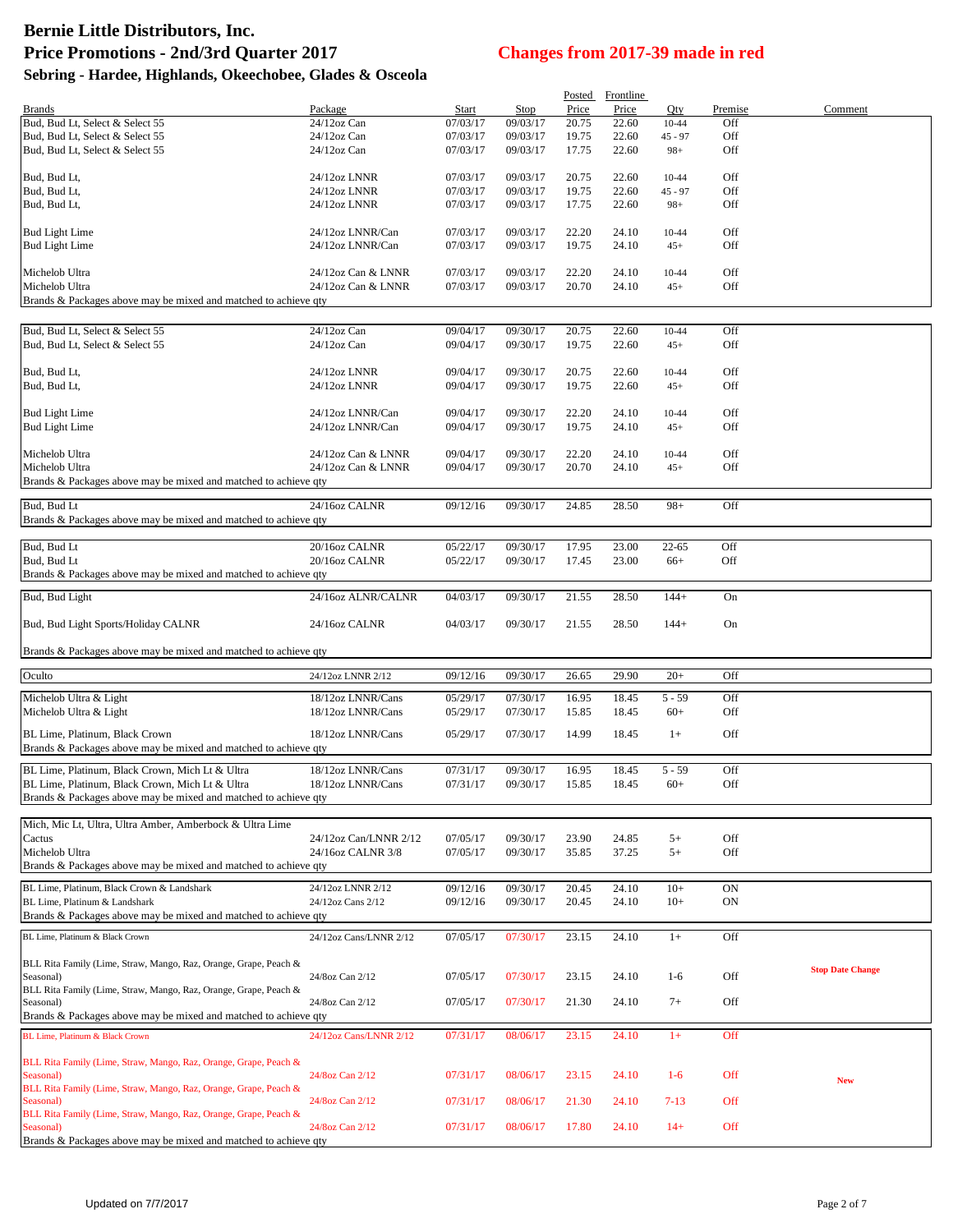# Bernie Little Distributors, Inc.

## Price Promotions - 2nd/3rd Quarter 2017

## Changes from 2017-39 made in red

### Sebring - Hardee, Highlands, Okeechobee, Glades & Osceola

| Brands | Package | Start | Stop | Posted Price | Frontline Price | Qty | Premise | Comment |
|---|---|---|---|---|---|---|---|---|
| Bud, Bud Lt, Select & Select 55 | 24/12oz Can | 07/03/17 | 09/03/17 | 20.75 | 22.60 | 10-44 | Off | |
| Bud, Bud Lt, Select & Select 55 | 24/12oz Can | 07/03/17 | 09/03/17 | 19.75 | 22.60 | 45 - 97 | Off | |
| Bud, Bud Lt, Select & Select 55 | 24/12oz Can | 07/03/17 | 09/03/17 | 17.75 | 22.60 | 98+ | Off | |
| Bud, Bud Lt, | 24/12oz LNNR | 07/03/17 | 09/03/17 | 20.75 | 22.60 | 10-44 | Off | |
| Bud, Bud Lt, | 24/12oz LNNR | 07/03/17 | 09/03/17 | 19.75 | 22.60 | 45 - 97 | Off | |
| Bud, Bud Lt, | 24/12oz LNNR | 07/03/17 | 09/03/17 | 17.75 | 22.60 | 98+ | Off | |
| Bud Light Lime | 24/12oz LNNR/Can | 07/03/17 | 09/03/17 | 22.20 | 24.10 | 10-44 | Off | |
| Bud Light Lime | 24/12oz LNNR/Can | 07/03/17 | 09/03/17 | 19.75 | 24.10 | 45+ | Off | |
| Michelob Ultra | 24/12oz Can & LNNR | 07/03/17 | 09/03/17 | 22.20 | 24.10 | 10-44 | Off | |
| Michelob Ultra | 24/12oz Can & LNNR | 07/03/17 | 09/03/17 | 20.70 | 24.10 | 45+ | Off | |
| Brands & Packages above may be mixed and matched to achieve qty | | | | | | | | |
| Bud, Bud Lt, Select & Select 55 | 24/12oz Can | 09/04/17 | 09/30/17 | 20.75 | 22.60 | 10-44 | Off | |
| Bud, Bud Lt, Select & Select 55 | 24/12oz Can | 09/04/17 | 09/30/17 | 19.75 | 22.60 | 45+ | Off | |
| Bud, Bud Lt, | 24/12oz LNNR | 09/04/17 | 09/30/17 | 20.75 | 22.60 | 10-44 | Off | |
| Bud, Bud Lt, | 24/12oz LNNR | 09/04/17 | 09/30/17 | 19.75 | 22.60 | 45+ | Off | |
| Bud Light Lime | 24/12oz LNNR/Can | 09/04/17 | 09/30/17 | 22.20 | 24.10 | 10-44 | Off | |
| Bud Light Lime | 24/12oz LNNR/Can | 09/04/17 | 09/30/17 | 19.75 | 24.10 | 45+ | Off | |
| Michelob Ultra | 24/12oz Can & LNNR | 09/04/17 | 09/30/17 | 22.20 | 24.10 | 10-44 | Off | |
| Michelob Ultra | 24/12oz Can & LNNR | 09/04/17 | 09/30/17 | 20.70 | 24.10 | 45+ | Off | |
| Brands & Packages above may be mixed and matched to achieve qty | | | | | | | | |
| Bud, Bud Lt | 24/16oz CALNR | 09/12/16 | 09/30/17 | 24.85 | 28.50 | 98+ | Off | |
| Brands & Packages above may be mixed and matched to achieve qty | | | | | | | | |
| Bud, Bud Lt | 20/16oz CALNR | 05/22/17 | 09/30/17 | 17.95 | 23.00 | 22-65 | Off | |
| Bud, Bud Lt | 20/16oz CALNR | 05/22/17 | 09/30/17 | 17.45 | 23.00 | 66+ | Off | |
| Brands & Packages above may be mixed and matched to achieve qty | | | | | | | | |
| Bud, Bud Light | 24/16oz ALNR/CALNR | 04/03/17 | 09/30/17 | 21.55 | 28.50 | 144+ | On | |
| Bud, Bud Light Sports/Holiday CALNR | 24/16oz CALNR | 04/03/17 | 09/30/17 | 21.55 | 28.50 | 144+ | On | |
| Brands & Packages above may be mixed and matched to achieve qty | | | | | | | | |
| Oculto | 24/12oz LNNR 2/12 | 09/12/16 | 09/30/17 | 26.65 | 29.90 | 20+ | Off | |
| Michelob Ultra & Light | 18/12oz LNNR/Cans | 05/29/17 | 07/30/17 | 16.95 | 18.45 | 5 - 59 | Off | |
| Michelob Ultra & Light | 18/12oz LNNR/Cans | 05/29/17 | 07/30/17 | 15.85 | 18.45 | 60+ | Off | |
| BL Lime, Platinum, Black Crown | 18/12oz LNNR/Cans | 05/29/17 | 07/30/17 | 14.99 | 18.45 | 1+ | Off | |
| Brands & Packages above may be mixed and matched to achieve qty | | | | | | | | |
| BL Lime, Platinum, Black Crown, Mich Lt & Ultra | 18/12oz LNNR/Cans | 07/31/17 | 09/30/17 | 16.95 | 18.45 | 5 - 59 | Off | |
| BL Lime, Platinum, Black Crown, Mich Lt & Ultra | 18/12oz LNNR/Cans | 07/31/17 | 09/30/17 | 15.85 | 18.45 | 60+ | Off | |
| Brands & Packages above may be mixed and matched to achieve qty | | | | | | | | |
| Mich, Mic Lt, Ultra, Ultra Amber, Amberbock & Ultra Lime Cactus | 24/12oz Can/LNNR 2/12 | 07/05/17 | 09/30/17 | 23.90 | 24.85 | 5+ | Off | |
| Michelob Ultra | 24/16oz CALNR 3/8 | 07/05/17 | 09/30/17 | 35.85 | 37.25 | 5+ | Off | |
| Brands & Packages above may be mixed and matched to achieve qty | | | | | | | | |
| BL Lime, Platinum, Black Crown & Landshark | 24/12oz LNNR 2/12 | 09/12/16 | 09/30/17 | 20.45 | 24.10 | 10+ | ON | |
| BL Lime, Platinum & Landshark | 24/12oz Cans 2/12 | 09/12/16 | 09/30/17 | 20.45 | 24.10 | 10+ | ON | |
| Brands & Packages above may be mixed and matched to achieve qty | | | | | | | | |
| BL Lime, Platinum & Black Crown | 24/12oz Cans/LNNR 2/12 | 07/05/17 | 07/30/17 | 23.15 | 24.10 | 1+ | Off | |
| BLL Rita Family (Lime, Straw, Mango, Raz, Orange, Grape, Peach & Seasonal) | 24/8oz Can 2/12 | 07/05/17 | 07/30/17 | 23.15 | 24.10 | 1-6 | Off | **Stop Date Change** |
| BLL Rita Family (Lime, Straw, Mango, Raz, Orange, Grape, Peach & Seasonal) | 24/8oz Can 2/12 | 07/05/17 | 07/30/17 | 21.30 | 24.10 | 7+ | Off | |
| Brands & Packages above may be mixed and matched to achieve qty | | | | | | | | |
| BL Lime, Platinum & Black Crown | 24/12oz Cans/LNNR 2/12 | 07/31/17 | 08/06/17 | 23.15 | 24.10 | 1+ | Off | |
| BLL Rita Family (Lime, Straw, Mango, Raz, Orange, Grape, Peach & Seasonal) | 24/8oz Can 2/12 | 07/31/17 | 08/06/17 | 23.15 | 24.10 | 1-6 | Off | **New** |
| BLL Rita Family (Lime, Straw, Mango, Raz, Orange, Grape, Peach & Seasonal) | 24/8oz Can 2/12 | 07/31/17 | 08/06/17 | 21.30 | 24.10 | 7-13 | Off | |
| BLL Rita Family (Lime, Straw, Mango, Raz, Orange, Grape, Peach & Seasonal) | 24/8oz Can 2/12 | 07/31/17 | 08/06/17 | 17.80 | 24.10 | 14+ | Off | |
| Brands & Packages above may be mixed and matched to achieve qty | | | | | | | | |

Updated on 7/7/2017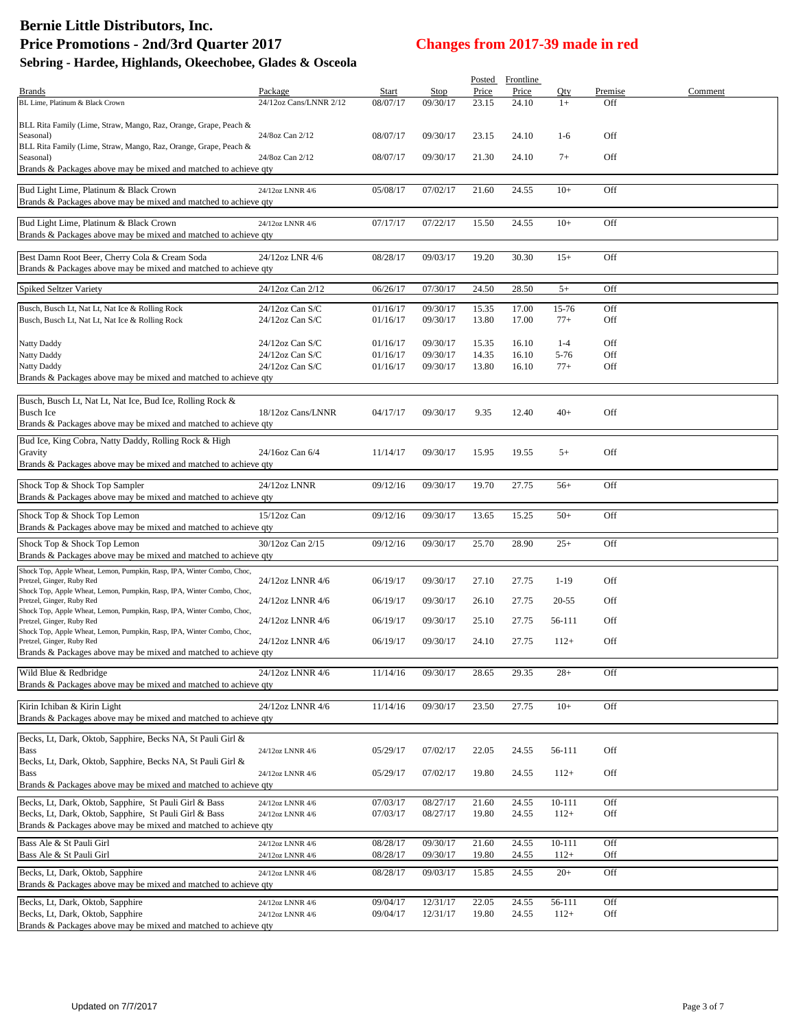# Bernie Little Distributors, Inc.
## Price Promotions - 2nd/3rd Quarter 2017
## Changes from 2017-39 made in red
### Sebring - Hardee, Highlands, Okeechobee, Glades & Osceola

| Brands | Package | Start | Stop | Posted Price | Frontline Price | Qty | Premise | Comment |
|---|---|---|---|---|---|---|---|---|
| BL Lime, Platinum & Black Crown | 24/12oz Cans/LNNR 2/12 | 08/07/17 | 09/30/17 | 23.15 | 24.10 | 1+ | Off | |
| BLL Rita Family (Lime, Straw, Mango, Raz, Orange, Grape, Peach & Seasonal) | 24/8oz Can 2/12 | 08/07/17 | 09/30/17 | 23.15 | 24.10 | 1-6 | Off | |
| BLL Rita Family (Lime, Straw, Mango, Raz, Orange, Grape, Peach & Seasonal) | 24/8oz Can 2/12 | 08/07/17 | 09/30/17 | 21.30 | 24.10 | 7+ | Off | |
| Brands & Packages above may be mixed and matched to achieve qty | | | | | | | | |
| Bud Light Lime, Platinum & Black Crown | 24/12oz LNNR 4/6 | 05/08/17 | 07/02/17 | 21.60 | 24.55 | 10+ | Off | |
| Brands & Packages above may be mixed and matched to achieve qty | | | | | | | | |
| Bud Light Lime, Platinum & Black Crown | 24/12oz LNNR 4/6 | 07/17/17 | 07/22/17 | 15.50 | 24.55 | 10+ | Off | |
| Brands & Packages above may be mixed and matched to achieve qty | | | | | | | | |
| Best Damn Root Beer, Cherry Cola & Cream Soda | 24/12oz LNR 4/6 | 08/28/17 | 09/03/17 | 19.20 | 30.30 | 15+ | Off | |
| Brands & Packages above may be mixed and matched to achieve qty | | | | | | | | |
| Spiked Seltzer Variety | 24/12oz Can 2/12 | 06/26/17 | 07/30/17 | 24.50 | 28.50 | 5+ | Off | |
| Busch, Busch Lt, Nat Lt, Nat Ice & Rolling Rock | 24/12oz Can S/C | 01/16/17 | 09/30/17 | 15.35 | 17.00 | 15-76 | Off | |
| Busch, Busch Lt, Nat Lt, Nat Ice & Rolling Rock | 24/12oz Can S/C | 01/16/17 | 09/30/17 | 13.80 | 17.00 | 77+ | Off | |
| Natty Daddy | 24/12oz Can S/C | 01/16/17 | 09/30/17 | 15.35 | 16.10 | 1-4 | Off | |
| Natty Daddy | 24/12oz Can S/C | 01/16/17 | 09/30/17 | 14.35 | 16.10 | 5-76 | Off | |
| Natty Daddy | 24/12oz Can S/C | 01/16/17 | 09/30/17 | 13.80 | 16.10 | 77+ | Off | |
| Brands & Packages above may be mixed and matched to achieve qty | | | | | | | | |
| Busch, Busch Lt, Nat Lt, Nat Ice, Bud Ice, Rolling Rock & Busch Ice | 18/12oz Cans/LNNR | 04/17/17 | 09/30/17 | 9.35 | 12.40 | 40+ | Off | |
| Brands & Packages above may be mixed and matched to achieve qty | | | | | | | | |
| Bud Ice, King Cobra, Natty Daddy, Rolling Rock & High Gravity | 24/16oz Can 6/4 | 11/14/17 | 09/30/17 | 15.95 | 19.55 | 5+ | Off | |
| Brands & Packages above may be mixed and matched to achieve qty | | | | | | | | |
| Shock Top & Shock Top Sampler | 24/12oz LNNR | 09/12/16 | 09/30/17 | 19.70 | 27.75 | 56+ | Off | |
| Brands & Packages above may be mixed and matched to achieve qty | | | | | | | | |
| Shock Top & Shock Top Lemon | 15/12oz Can | 09/12/16 | 09/30/17 | 13.65 | 15.25 | 50+ | Off | |
| Brands & Packages above may be mixed and matched to achieve qty | | | | | | | | |
| Shock Top & Shock Top Lemon | 30/12oz Can 2/15 | 09/12/16 | 09/30/17 | 25.70 | 28.90 | 25+ | Off | |
| Brands & Packages above may be mixed and matched to achieve qty | | | | | | | | |
| Shock Top, Apple Wheat, Lemon, Pumpkin, Rasp, IPA, Winter Combo, Choc, Pretzel, Ginger, Ruby Red | 24/12oz LNNR 4/6 | 06/19/17 | 09/30/17 | 27.10 | 27.75 | 1-19 | Off | |
| Shock Top, Apple Wheat, Lemon, Pumpkin, Rasp, IPA, Winter Combo, Choc, Pretzel, Ginger, Ruby Red | 24/12oz LNNR 4/6 | 06/19/17 | 09/30/17 | 26.10 | 27.75 | 20-55 | Off | |
| Shock Top, Apple Wheat, Lemon, Pumpkin, Rasp, IPA, Winter Combo, Choc, Pretzel, Ginger, Ruby Red | 24/12oz LNNR 4/6 | 06/19/17 | 09/30/17 | 25.10 | 27.75 | 56-111 | Off | |
| Shock Top, Apple Wheat, Lemon, Pumpkin, Rasp, IPA, Winter Combo, Choc, Pretzel, Ginger, Ruby Red | 24/12oz LNNR 4/6 | 06/19/17 | 09/30/17 | 24.10 | 27.75 | 112+ | Off | |
| Brands & Packages above may be mixed and matched to achieve qty | | | | | | | | |
| Wild Blue & Redbridge | 24/12oz LNNR 4/6 | 11/14/16 | 09/30/17 | 28.65 | 29.35 | 28+ | Off | |
| Brands & Packages above may be mixed and matched to achieve qty | | | | | | | | |
| Kirin Ichiban & Kirin Light | 24/12oz LNNR 4/6 | 11/14/16 | 09/30/17 | 23.50 | 27.75 | 10+ | Off | |
| Brands & Packages above may be mixed and matched to achieve qty | | | | | | | | |
| Becks, Lt, Dark, Oktob, Sapphire, Becks NA, St Pauli Girl & Bass | 24/12oz LNNR 4/6 | 05/29/17 | 07/02/17 | 22.05 | 24.55 | 56-111 | Off | |
| Becks, Lt, Dark, Oktob, Sapphire, Becks NA, St Pauli Girl & Bass | 24/12oz LNNR 4/6 | 05/29/17 | 07/02/17 | 19.80 | 24.55 | 112+ | Off | |
| Brands & Packages above may be mixed and matched to achieve qty | | | | | | | | |
| Becks, Lt, Dark, Oktob, Sapphire, St Pauli Girl & Bass | 24/12oz LNNR 4/6 | 07/03/17 | 08/27/17 | 21.60 | 24.55 | 10-111 | Off | |
| Becks, Lt, Dark, Oktob, Sapphire, St Pauli Girl & Bass | 24/12oz LNNR 4/6 | 07/03/17 | 08/27/17 | 19.80 | 24.55 | 112+ | Off | |
| Brands & Packages above may be mixed and matched to achieve qty | | | | | | | | |
| Bass Ale & St Pauli Girl | 24/12oz LNNR 4/6 | 08/28/17 | 09/30/17 | 21.60 | 24.55 | 10-111 | Off | |
| Bass Ale & St Pauli Girl | 24/12oz LNNR 4/6 | 08/28/17 | 09/30/17 | 19.80 | 24.55 | 112+ | Off | |
| Becks, Lt, Dark, Oktob, Sapphire | 24/12oz LNNR 4/6 | 08/28/17 | 09/03/17 | 15.85 | 24.55 | 20+ | Off | |
| Brands & Packages above may be mixed and matched to achieve qty | | | | | | | | |
| Becks, Lt, Dark, Oktob, Sapphire | 24/12oz LNNR 4/6 | 09/04/17 | 12/31/17 | 22.05 | 24.55 | 56-111 | Off | |
| Becks, Lt, Dark, Oktob, Sapphire | 24/12oz LNNR 4/6 | 09/04/17 | 12/31/17 | 19.80 | 24.55 | 112+ | Off | |
| Brands & Packages above may be mixed and matched to achieve qty | | | | | | | | |

Updated on 7/7/2017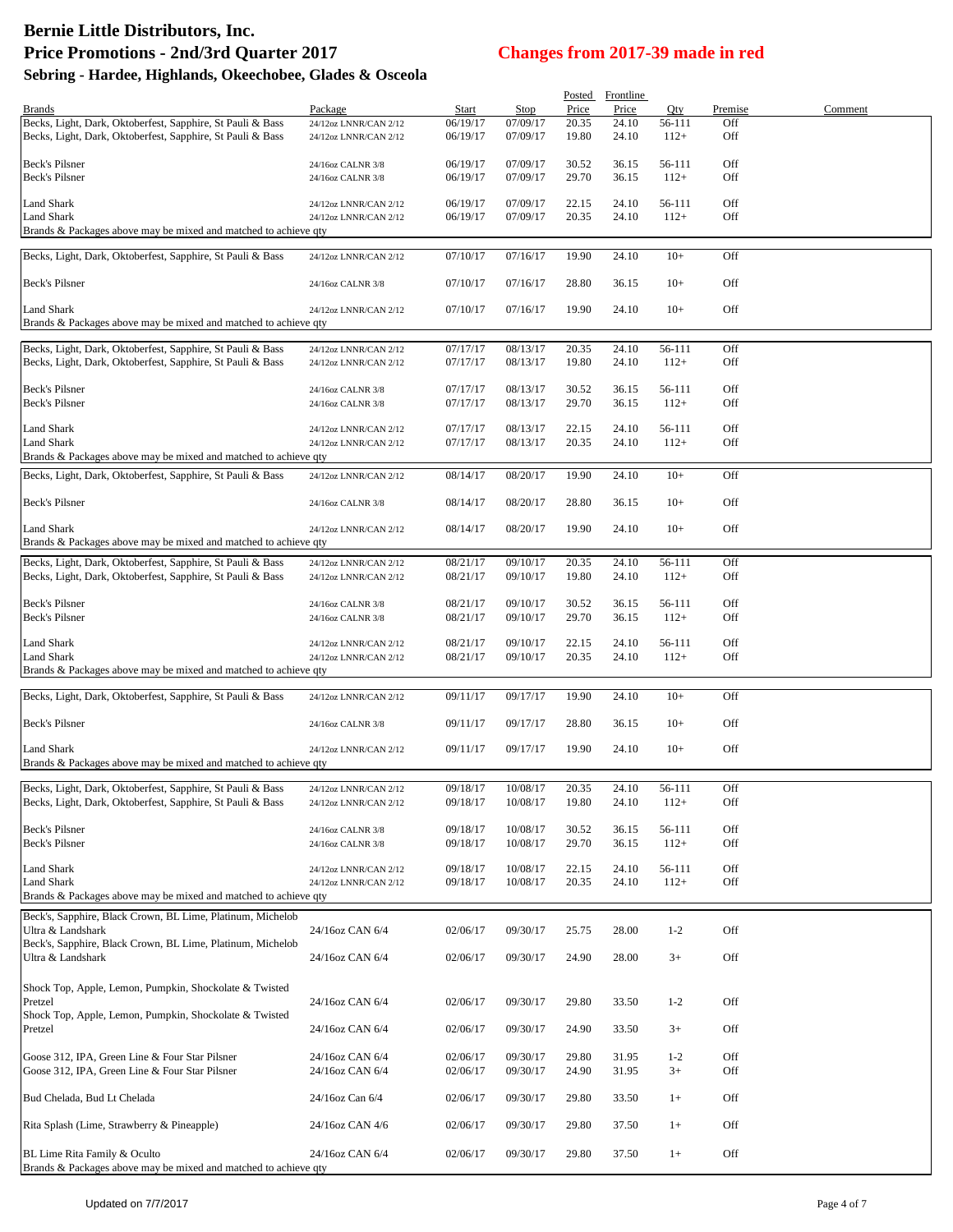# Bernie Little Distributors, Inc.

## Price Promotions - 2nd/3rd Quarter 2017

## Changes from 2017-39 made in red

### Sebring - Hardee, Highlands, Okeechobee, Glades & Osceola

| Brands | Package | Start | Stop | Posted Price | Frontline Price | Qty | Premise | Comment |
|---|---|---|---|---|---|---|---|---|
| Becks, Light, Dark, Oktoberfest, Sapphire, St Pauli & Bass | 24/12oz LNNR/CAN 2/12 | 06/19/17 | 07/09/17 | 20.35 | 24.10 | 56-111 | Off | |
| Becks, Light, Dark, Oktoberfest, Sapphire, St Pauli & Bass | 24/12oz LNNR/CAN 2/12 | 06/19/17 | 07/09/17 | 19.80 | 24.10 | 112+ | Off | |
| Beck's Pilsner | 24/16oz CALNR 3/8 | 06/19/17 | 07/09/17 | 30.52 | 36.15 | 56-111 | Off | |
| Beck's Pilsner | 24/16oz CALNR 3/8 | 06/19/17 | 07/09/17 | 29.70 | 36.15 | 112+ | Off | |
| Land Shark | 24/12oz LNNR/CAN 2/12 | 06/19/17 | 07/09/17 | 22.15 | 24.10 | 56-111 | Off | |
| Land Shark | 24/12oz LNNR/CAN 2/12 | 06/19/17 | 07/09/17 | 20.35 | 24.10 | 112+ | Off | |
| Brands & Packages above may be mixed and matched to achieve qty | | | | | | | | |
| Becks, Light, Dark, Oktoberfest, Sapphire, St Pauli & Bass | 24/12oz LNNR/CAN 2/12 | 07/10/17 | 07/16/17 | 19.90 | 24.10 | 10+ | Off | |
| Beck's Pilsner | 24/16oz CALNR 3/8 | 07/10/17 | 07/16/17 | 28.80 | 36.15 | 10+ | Off | |
| Land Shark | 24/12oz LNNR/CAN 2/12 | 07/10/17 | 07/16/17 | 19.90 | 24.10 | 10+ | Off | |
| Brands & Packages above may be mixed and matched to achieve qty | | | | | | | | |
| Becks, Light, Dark, Oktoberfest, Sapphire, St Pauli & Bass | 24/12oz LNNR/CAN 2/12 | 07/17/17 | 08/13/17 | 20.35 | 24.10 | 56-111 | Off | |
| Becks, Light, Dark, Oktoberfest, Sapphire, St Pauli & Bass | 24/12oz LNNR/CAN 2/12 | 07/17/17 | 08/13/17 | 19.80 | 24.10 | 112+ | Off | |
| Beck's Pilsner | 24/16oz CALNR 3/8 | 07/17/17 | 08/13/17 | 30.52 | 36.15 | 56-111 | Off | |
| Beck's Pilsner | 24/16oz CALNR 3/8 | 07/17/17 | 08/13/17 | 29.70 | 36.15 | 112+ | Off | |
| Land Shark | 24/12oz LNNR/CAN 2/12 | 07/17/17 | 08/13/17 | 22.15 | 24.10 | 56-111 | Off | |
| Land Shark | 24/12oz LNNR/CAN 2/12 | 07/17/17 | 08/13/17 | 20.35 | 24.10 | 112+ | Off | |
| Brands & Packages above may be mixed and matched to achieve qty | | | | | | | | |
| Becks, Light, Dark, Oktoberfest, Sapphire, St Pauli & Bass | 24/12oz LNNR/CAN 2/12 | 08/14/17 | 08/20/17 | 19.90 | 24.10 | 10+ | Off | |
| Beck's Pilsner | 24/16oz CALNR 3/8 | 08/14/17 | 08/20/17 | 28.80 | 36.15 | 10+ | Off | |
| Land Shark | 24/12oz LNNR/CAN 2/12 | 08/14/17 | 08/20/17 | 19.90 | 24.10 | 10+ | Off | |
| Brands & Packages above may be mixed and matched to achieve qty | | | | | | | | |
| Becks, Light, Dark, Oktoberfest, Sapphire, St Pauli & Bass | 24/12oz LNNR/CAN 2/12 | 08/21/17 | 09/10/17 | 20.35 | 24.10 | 56-111 | Off | |
| Becks, Light, Dark, Oktoberfest, Sapphire, St Pauli & Bass | 24/12oz LNNR/CAN 2/12 | 08/21/17 | 09/10/17 | 19.80 | 24.10 | 112+ | Off | |
| Beck's Pilsner | 24/16oz CALNR 3/8 | 08/21/17 | 09/10/17 | 30.52 | 36.15 | 56-111 | Off | |
| Beck's Pilsner | 24/16oz CALNR 3/8 | 08/21/17 | 09/10/17 | 29.70 | 36.15 | 112+ | Off | |
| Land Shark | 24/12oz LNNR/CAN 2/12 | 08/21/17 | 09/10/17 | 22.15 | 24.10 | 56-111 | Off | |
| Land Shark | 24/12oz LNNR/CAN 2/12 | 08/21/17 | 09/10/17 | 20.35 | 24.10 | 112+ | Off | |
| Brands & Packages above may be mixed and matched to achieve qty | | | | | | | | |
| Becks, Light, Dark, Oktoberfest, Sapphire, St Pauli & Bass | 24/12oz LNNR/CAN 2/12 | 09/11/17 | 09/17/17 | 19.90 | 24.10 | 10+ | Off | |
| Beck's Pilsner | 24/16oz CALNR 3/8 | 09/11/17 | 09/17/17 | 28.80 | 36.15 | 10+ | Off | |
| Land Shark | 24/12oz LNNR/CAN 2/12 | 09/11/17 | 09/17/17 | 19.90 | 24.10 | 10+ | Off | |
| Brands & Packages above may be mixed and matched to achieve qty | | | | | | | | |
| Becks, Light, Dark, Oktoberfest, Sapphire, St Pauli & Bass | 24/12oz LNNR/CAN 2/12 | 09/18/17 | 10/08/17 | 20.35 | 24.10 | 56-111 | Off | |
| Becks, Light, Dark, Oktoberfest, Sapphire, St Pauli & Bass | 24/12oz LNNR/CAN 2/12 | 09/18/17 | 10/08/17 | 19.80 | 24.10 | 112+ | Off | |
| Beck's Pilsner | 24/16oz CALNR 3/8 | 09/18/17 | 10/08/17 | 30.52 | 36.15 | 56-111 | Off | |
| Beck's Pilsner | 24/16oz CALNR 3/8 | 09/18/17 | 10/08/17 | 29.70 | 36.15 | 112+ | Off | |
| Land Shark | 24/12oz LNNR/CAN 2/12 | 09/18/17 | 10/08/17 | 22.15 | 24.10 | 56-111 | Off | |
| Land Shark | 24/12oz LNNR/CAN 2/12 | 09/18/17 | 10/08/17 | 20.35 | 24.10 | 112+ | Off | |
| Brands & Packages above may be mixed and matched to achieve qty | | | | | | | | |
| Beck's, Sapphire, Black Crown, BL Lime, Platinum, Michelob Ultra & Landshark | 24/16oz CAN 6/4 | 02/06/17 | 09/30/17 | 25.75 | 28.00 | 1-2 | Off | |
| Beck's, Sapphire, Black Crown, BL Lime, Platinum, Michelob Ultra & Landshark | 24/16oz CAN 6/4 | 02/06/17 | 09/30/17 | 24.90 | 28.00 | 3+ | Off | |
| Shock Top, Apple, Lemon, Pumpkin, Shockolate & Twisted Pretzel | 24/16oz CAN 6/4 | 02/06/17 | 09/30/17 | 29.80 | 33.50 | 1-2 | Off | |
| Shock Top, Apple, Lemon, Pumpkin, Shockolate & Twisted Pretzel | 24/16oz CAN 6/4 | 02/06/17 | 09/30/17 | 24.90 | 33.50 | 3+ | Off | |
| Goose 312, IPA, Green Line & Four Star Pilsner | 24/16oz CAN 6/4 | 02/06/17 | 09/30/17 | 29.80 | 31.95 | 1-2 | Off | |
| Goose 312, IPA, Green Line & Four Star Pilsner | 24/16oz CAN 6/4 | 02/06/17 | 09/30/17 | 24.90 | 31.95 | 3+ | Off | |
| Bud Chelada, Bud Lt Chelada | 24/16oz Can 6/4 | 02/06/17 | 09/30/17 | 29.80 | 33.50 | 1+ | Off | |
| Rita Splash (Lime, Strawberry & Pineapple) | 24/16oz CAN 4/6 | 02/06/17 | 09/30/17 | 29.80 | 37.50 | 1+ | Off | |
| BL Lime Rita Family & Oculto | 24/16oz CAN 6/4 | 02/06/17 | 09/30/17 | 29.80 | 37.50 | 1+ | Off | |
| Brands & Packages above may be mixed and matched to achieve qty | | | | | | | | |

Updated on 7/7/2017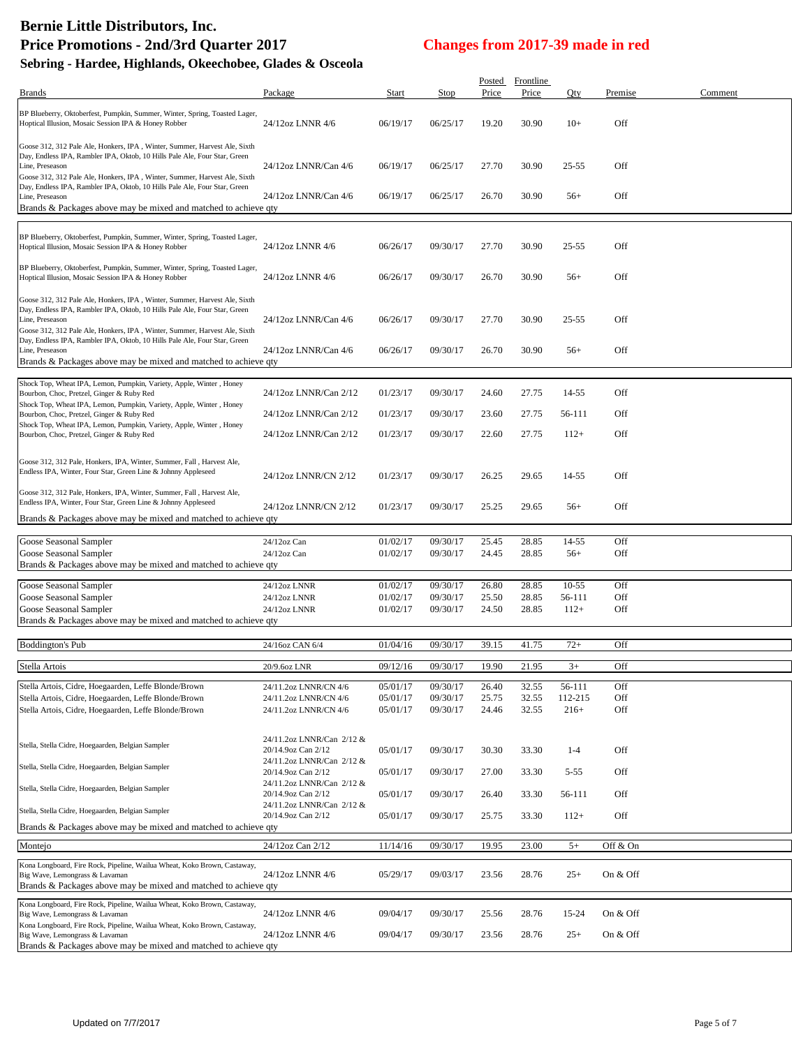# Bernie Little Distributors, Inc.

## Price Promotions - 2nd/3rd Quarter 2017

**Changes from 2017-39 made in red**

### Sebring - Hardee, Highlands, Okeechobee, Glades & Osceola

| Brands | Package | Start | Stop | Posted Price | Frontline Price | Qty | Premise | Comment |
|---|---|---|---|---|---|---|---|---|
| BP Blueberry, Oktoberfest, Pumpkin, Summer, Winter, Spring, Toasted Lager, Hoptical Illusion, Mosaic Session IPA & Honey Robber | 24/12oz LNNR 4/6 | 06/19/17 | 06/25/17 | 19.20 | 30.90 | 10+ | Off | |
| Goose 312, 312 Pale Ale, Honkers, IPA , Winter, Summer, Harvest Ale, Sixth Day, Endless IPA, Rambler IPA, Oktob, 10 Hills Pale Ale, Four Star, Green Line, Preseason | 24/12oz LNNR/Can 4/6 | 06/19/17 | 06/25/17 | 27.70 | 30.90 | 25-55 | Off | |
| Goose 312, 312 Pale Ale, Honkers, IPA , Winter, Summer, Harvest Ale, Sixth Day, Endless IPA, Rambler IPA, Oktob, 10 Hills Pale Ale, Four Star, Green Line, Preseason | 24/12oz LNNR/Can 4/6 | 06/19/17 | 06/25/17 | 26.70 | 30.90 | 56+ | Off | |
| Brands & Packages above may be mixed and matched to achieve qty | | | | | | | | |
| BP Blueberry, Oktoberfest, Pumpkin, Summer, Winter, Spring, Toasted Lager, Hoptical Illusion, Mosaic Session IPA & Honey Robber | 24/12oz LNNR 4/6 | 06/26/17 | 09/30/17 | 27.70 | 30.90 | 25-55 | Off | |
| BP Blueberry, Oktoberfest, Pumpkin, Summer, Winter, Spring, Toasted Lager, Hoptical Illusion, Mosaic Session IPA & Honey Robber | 24/12oz LNNR 4/6 | 06/26/17 | 09/30/17 | 26.70 | 30.90 | 56+ | Off | |
| Goose 312, 312 Pale Ale, Honkers, IPA , Winter, Summer, Harvest Ale, Sixth Day, Endless IPA, Rambler IPA, Oktob, 10 Hills Pale Ale, Four Star, Green Line, Preseason | 24/12oz LNNR/Can 4/6 | 06/26/17 | 09/30/17 | 27.70 | 30.90 | 25-55 | Off | |
| Goose 312, 312 Pale Ale, Honkers, IPA , Winter, Summer, Harvest Ale, Sixth Day, Endless IPA, Rambler IPA, Oktob, 10 Hills Pale Ale, Four Star, Green Line, Preseason | 24/12oz LNNR/Can 4/6 | 06/26/17 | 09/30/17 | 26.70 | 30.90 | 56+ | Off | |
| Brands & Packages above may be mixed and matched to achieve qty | | | | | | | | |
| Shock Top, Wheat IPA, Lemon, Pumpkin, Variety, Apple, Winter , Honey Bourbon, Choc, Pretzel, Ginger & Ruby Red | 24/12oz LNNR/Can 2/12 | 01/23/17 | 09/30/17 | 24.60 | 27.75 | 14-55 | Off | |
| Shock Top, Wheat IPA, Lemon, Pumpkin, Variety, Apple, Winter , Honey Bourbon, Choc, Pretzel, Ginger & Ruby Red | 24/12oz LNNR/Can 2/12 | 01/23/17 | 09/30/17 | 23.60 | 27.75 | 56-111 | Off | |
| Shock Top, Wheat IPA, Lemon, Pumpkin, Variety, Apple, Winter , Honey Bourbon, Choc, Pretzel, Ginger & Ruby Red | 24/12oz LNNR/Can 2/12 | 01/23/17 | 09/30/17 | 22.60 | 27.75 | 112+ | Off | |
| Goose 312, 312 Pale, Honkers, IPA, Winter, Summer, Fall , Harvest Ale, Endless IPA, Winter, Four Star, Green Line & Johnny Appleseed | 24/12oz LNNR/CN 2/12 | 01/23/17 | 09/30/17 | 26.25 | 29.65 | 14-55 | Off | |
| Goose 312, 312 Pale, Honkers, IPA, Winter, Summer, Fall , Harvest Ale, Endless IPA, Winter, Four Star, Green Line & Johnny Appleseed | 24/12oz LNNR/CN 2/12 | 01/23/17 | 09/30/17 | 25.25 | 29.65 | 56+ | Off | |
| Brands & Packages above may be mixed and matched to achieve qty | | | | | | | | |
| Goose Seasonal Sampler | 24/12oz Can | 01/02/17 | 09/30/17 | 25.45 | 28.85 | 14-55 | Off | |
| Goose Seasonal Sampler | 24/12oz Can | 01/02/17 | 09/30/17 | 24.45 | 28.85 | 56+ | Off | |
| Brands & Packages above may be mixed and matched to achieve qty | | | | | | | | |
| Goose Seasonal Sampler | 24/12oz LNNR | 01/02/17 | 09/30/17 | 26.80 | 28.85 | 10-55 | Off | |
| Goose Seasonal Sampler | 24/12oz LNNR | 01/02/17 | 09/30/17 | 25.50 | 28.85 | 56-111 | Off | |
| Goose Seasonal Sampler | 24/12oz LNNR | 01/02/17 | 09/30/17 | 24.50 | 28.85 | 112+ | Off | |
| Brands & Packages above may be mixed and matched to achieve qty | | | | | | | | |
| Boddington's Pub | 24/16oz CAN 6/4 | 01/04/16 | 09/30/17 | 39.15 | 41.75 | 72+ | Off | |
| Stella Artois | 20/9.6oz LNR | 09/12/16 | 09/30/17 | 19.90 | 21.95 | 3+ | Off | |
| Stella Artois, Cidre, Hoegaarden, Leffe Blonde/Brown | 24/11.2oz LNNR/CN 4/6 | 05/01/17 | 09/30/17 | 26.40 | 32.55 | 56-111 | Off | |
| Stella Artois, Cidre, Hoegaarden, Leffe Blonde/Brown | 24/11.2oz LNNR/CN 4/6 | 05/01/17 | 09/30/17 | 25.75 | 32.55 | 112-215 | Off | |
| Stella Artois, Cidre, Hoegaarden, Leffe Blonde/Brown | 24/11.2oz LNNR/CN 4/6 | 05/01/17 | 09/30/17 | 24.46 | 32.55 | 216+ | Off | |
| Stella, Stella Cidre, Hoegaarden, Belgian Sampler | 24/11.2oz LNNR/Can 2/12 & 20/14.9oz Can 2/12 | 05/01/17 | 09/30/17 | 30.30 | 33.30 | 1-4 | Off | |
| Stella, Stella Cidre, Hoegaarden, Belgian Sampler | 24/11.2oz LNNR/Can 2/12 & 20/14.9oz Can 2/12 | 05/01/17 | 09/30/17 | 27.00 | 33.30 | 5-55 | Off | |
| Stella, Stella Cidre, Hoegaarden, Belgian Sampler | 24/11.2oz LNNR/Can 2/12 & 20/14.9oz Can 2/12 | 05/01/17 | 09/30/17 | 26.40 | 33.30 | 56-111 | Off | |
| Stella, Stella Cidre, Hoegaarden, Belgian Sampler | 24/11.2oz LNNR/Can 2/12 & 20/14.9oz Can 2/12 | 05/01/17 | 09/30/17 | 25.75 | 33.30 | 112+ | Off | |
| Brands & Packages above may be mixed and matched to achieve qty | | | | | | | | |
| Montejo | 24/12oz Can 2/12 | 11/14/16 | 09/30/17 | 19.95 | 23.00 | 5+ | Off & On | |
| Kona Longboard, Fire Rock, Pipeline, Wailua Wheat, Koko Brown, Castaway, Big Wave, Lemongrass & Lavaman | 24/12oz LNNR 4/6 | 05/29/17 | 09/03/17 | 23.56 | 28.76 | 25+ | On & Off | |
| Brands & Packages above may be mixed and matched to achieve qty | | | | | | | | |
| Kona Longboard, Fire Rock, Pipeline, Wailua Wheat, Koko Brown, Castaway, Big Wave, Lemongrass & Lavaman | 24/12oz LNNR 4/6 | 09/04/17 | 09/30/17 | 25.56 | 28.76 | 15-24 | On & Off | |
| Kona Longboard, Fire Rock, Pipeline, Wailua Wheat, Koko Brown, Castaway, Big Wave, Lemongrass & Lavaman | 24/12oz LNNR 4/6 | 09/04/17 | 09/30/17 | 23.56 | 28.76 | 25+ | On & Off | |
| Brands & Packages above may be mixed and matched to achieve qty | | | | | | | | |

Updated on 7/7/2017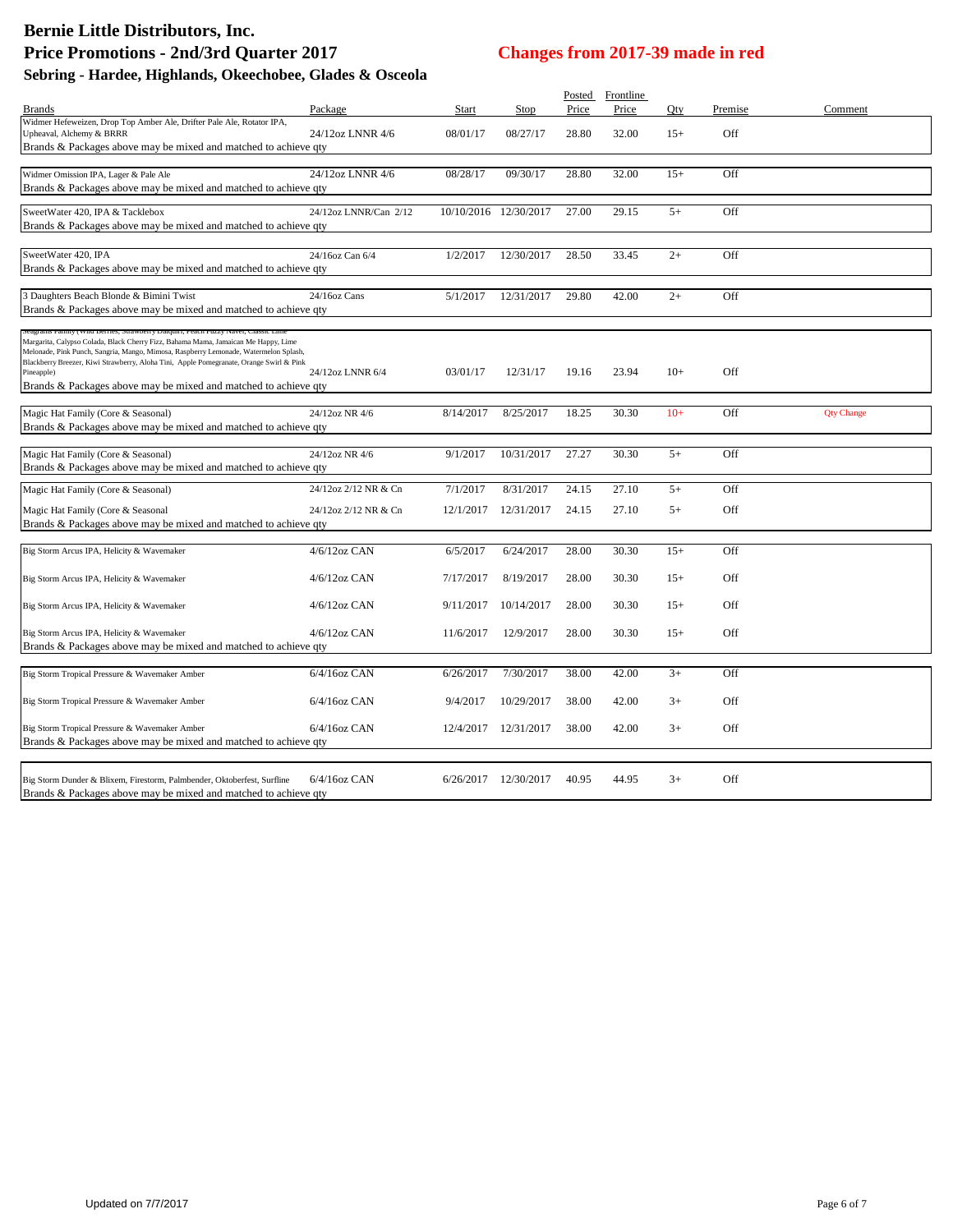# Bernie Little Distributors, Inc.

## Price Promotions - 2nd/3rd Quarter 2017

**Changes from 2017-39 made in red**

### Sebring - Hardee, Highlands, Okeechobee, Glades & Osceola

| Brands | Package | Start | Stop | Posted Price | Frontline Price | Qty | Premise | Comment |
|---|---|---|---|---|---|---|---|---|
| Widmer Hefeweizen, Drop Top Amber Ale, Drifter Pale Ale, Rotator IPA, Upheaval, Alchemy & BRRR | 24/12oz LNNR 4/6 | 08/01/17 | 08/27/17 | 28.80 | 32.00 | 15+ | Off | |
| Brands & Packages above may be mixed and matched to achieve qty | | | | | | | | |
| Widmer Omission IPA, Lager & Pale Ale | 24/12oz LNNR 4/6 | 08/28/17 | 09/30/17 | 28.80 | 32.00 | 15+ | Off | |
| Brands & Packages above may be mixed and matched to achieve qty | | | | | | | | |
| SweetWater 420, IPA & Tacklebox | 24/12oz LNNR/Can 2/12 | 10/10/2016 | 12/30/2017 | 27.00 | 29.15 | 5+ | Off | |
| Brands & Packages above may be mixed and matched to achieve qty | | | | | | | | |
| SweetWater 420, IPA | 24/16oz Can 6/4 | 1/2/2017 | 12/30/2017 | 28.50 | 33.45 | 2+ | Off | |
| Brands & Packages above may be mixed and matched to achieve qty | | | | | | | | |
| 3 Daughters Beach Blonde & Bimini Twist | 24/16oz Cans | 5/1/2017 | 12/31/2017 | 29.80 | 42.00 | 2+ | Off | |
| Brands & Packages above may be mixed and matched to achieve qty | | | | | | | | |
| Seagrams Family (Wild Berries, Strawberry Daiquiri, Peach Fuzzy Navel, Classic Lime Margarita, Calypso Colada, Black Cherry Fizz, Bahama Mama, Jamaican Me Happy, Lime Melonade, Pink Punch, Sangria, Mango, Mimosa, Raspberry Lemonade, Watermelon Splash, Blackberry Breezer, Kiwi Strawberry, Aloha Tini, Apple Pomegranate, Orange Swirl & Pink Pineapple) | 24/12oz LNNR 6/4 | 03/01/17 | 12/31/17 | 19.16 | 23.94 | 10+ | Off | |
| Brands & Packages above may be mixed and matched to achieve qty | | | | | | | | |
| Magic Hat Family (Core & Seasonal) | 24/12oz NR 4/6 | 8/14/2017 | 8/25/2017 | 18.25 | 30.30 | 10+ | Off | Qty Change |
| Brands & Packages above may be mixed and matched to achieve qty | | | | | | | | |
| Magic Hat Family (Core & Seasonal) | 24/12oz NR 4/6 | 9/1/2017 | 10/31/2017 | 27.27 | 30.30 | 5+ | Off | |
| Brands & Packages above may be mixed and matched to achieve qty | | | | | | | | |
| Magic Hat Family (Core & Seasonal) | 24/12oz 2/12 NR & Cn | 7/1/2017 | 8/31/2017 | 24.15 | 27.10 | 5+ | Off | |
| Magic Hat Family (Core & Seasonal | 24/12oz 2/12 NR & Cn | 12/1/2017 | 12/31/2017 | 24.15 | 27.10 | 5+ | Off | |
| Brands & Packages above may be mixed and matched to achieve qty | | | | | | | | |
| Big Storm Arcus IPA, Helicity & Wavemaker | 4/6/12oz CAN | 6/5/2017 | 6/24/2017 | 28.00 | 30.30 | 15+ | Off | |
| Big Storm Arcus IPA, Helicity & Wavemaker | 4/6/12oz CAN | 7/17/2017 | 8/19/2017 | 28.00 | 30.30 | 15+ | Off | |
| Big Storm Arcus IPA, Helicity & Wavemaker | 4/6/12oz CAN | 9/11/2017 | 10/14/2017 | 28.00 | 30.30 | 15+ | Off | |
| Big Storm Arcus IPA, Helicity & Wavemaker | 4/6/12oz CAN | 11/6/2017 | 12/9/2017 | 28.00 | 30.30 | 15+ | Off | |
| Brands & Packages above may be mixed and matched to achieve qty | | | | | | | | |
| Big Storm Tropical Pressure & Wavemaker Amber | 6/4/16oz CAN | 6/26/2017 | 7/30/2017 | 38.00 | 42.00 | 3+ | Off | |
| Big Storm Tropical Pressure & Wavemaker Amber | 6/4/16oz CAN | 9/4/2017 | 10/29/2017 | 38.00 | 42.00 | 3+ | Off | |
| Big Storm Tropical Pressure & Wavemaker Amber | 6/4/16oz CAN | 12/4/2017 | 12/31/2017 | 38.00 | 42.00 | 3+ | Off | |
| Brands & Packages above may be mixed and matched to achieve qty | | | | | | | | |
| Big Storm Dunder & Blixem, Firestorm, Palmbender, Oktoberfest, Surfline | 6/4/16oz CAN | 6/26/2017 | 12/30/2017 | 40.95 | 44.95 | 3+ | Off | |
| Brands & Packages above may be mixed and matched to achieve qty | | | | | | | | |

Updated on 7/7/2017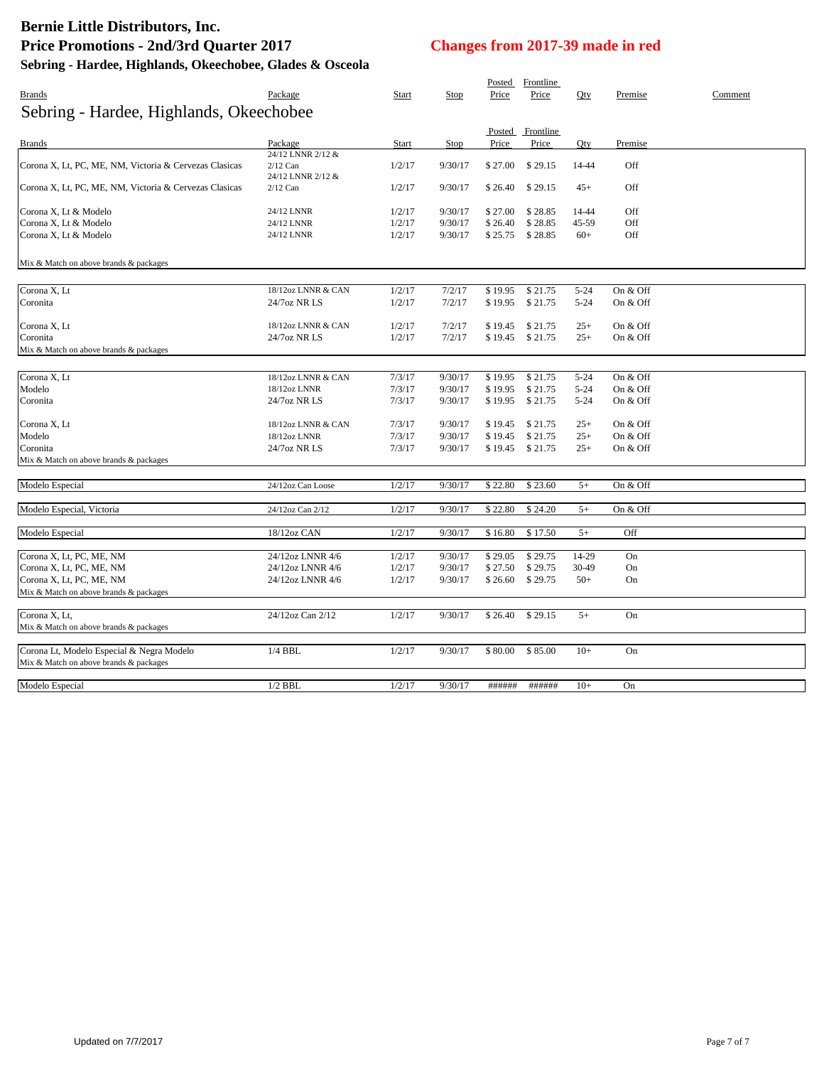# Bernie Little Distributors, Inc.
# Price Promotions - 2nd/3rd Quarter 2017

**Changes from 2017-39 made in red**

### Sebring - Hardee, Highlands, Okeechobee, Glades & Osceola

| Brands | Package | Start | Stop | Posted Price | Frontline Price | Qty | Premise | Comment |
|---|---|---|---|---|---|---|---|---|

## Sebring - Hardee, Highlands, Okeechobee

| Brands | Package | Start | Stop | Posted Price | Frontline Price | Qty | Premise |
|---|---|---|---|---|---|---|---|
| Corona X, Lt, PC, ME, NM, Victoria & Cervezas Clasicas | 24/12 LNNR 2/12 & 2/12 Can | 1/2/17 | 9/30/17 | $ 27.00 | $ 29.15 | 14-44 | Off |
| Corona X, Lt, PC, ME, NM, Victoria & Cervezas Clasicas | 24/12 LNNR 2/12 & 2/12 Can | 1/2/17 | 9/30/17 | $ 26.40 | $ 29.15 | 45+ | Off |
| Corona X, Lt & Modelo | 24/12 LNNR | 1/2/17 | 9/30/17 | $ 27.00 | $ 28.85 | 14-44 | Off |
| Corona X, Lt & Modelo | 24/12 LNNR | 1/2/17 | 9/30/17 | $ 26.40 | $ 28.85 | 45-59 | Off |
| Corona X, Lt & Modelo | 24/12 LNNR | 1/2/17 | 9/30/17 | $ 25.75 | $ 28.85 | 60+ | Off |
| Mix & Match on above brands & packages | | | | | | | |
| Corona X, Lt | 18/12oz LNNR & CAN | 1/2/17 | 7/2/17 | $ 19.95 | $ 21.75 | 5-24 | On & Off |
| Coronita | 24/7oz NR LS | 1/2/17 | 7/2/17 | $ 19.95 | $ 21.75 | 5-24 | On & Off |
| Corona X, Lt | 18/12oz LNNR & CAN | 1/2/17 | 7/2/17 | $ 19.45 | $ 21.75 | 25+ | On & Off |
| Coronita | 24/7oz NR LS | 1/2/17 | 7/2/17 | $ 19.45 | $ 21.75 | 25+ | On & Off |
| Mix & Match on above brands & packages | | | | | | | |
| Corona X, Lt | 18/12oz LNNR & CAN | 7/3/17 | 9/30/17 | $ 19.95 | $ 21.75 | 5-24 | On & Off |
| Modelo | 18/12oz LNNR | 7/3/17 | 9/30/17 | $ 19.95 | $ 21.75 | 5-24 | On & Off |
| Coronita | 24/7oz NR LS | 7/3/17 | 9/30/17 | $ 19.95 | $ 21.75 | 5-24 | On & Off |
| Corona X, Lt | 18/12oz LNNR & CAN | 7/3/17 | 9/30/17 | $ 19.45 | $ 21.75 | 25+ | On & Off |
| Modelo | 18/12oz LNNR | 7/3/17 | 9/30/17 | $ 19.45 | $ 21.75 | 25+ | On & Off |
| Coronita | 24/7oz NR LS | 7/3/17 | 9/30/17 | $ 19.45 | $ 21.75 | 25+ | On & Off |
| Mix & Match on above brands & packages | | | | | | | |
| Modelo Especial | 24/12oz Can Loose | 1/2/17 | 9/30/17 | $ 22.80 | $ 23.60 | 5+ | On & Off |
| Modelo Especial, Victoria | 24/12oz Can 2/12 | 1/2/17 | 9/30/17 | $ 22.80 | $ 24.20 | 5+ | On & Off |
| Modelo Especial | 18/12oz CAN | 1/2/17 | 9/30/17 | $ 16.80 | $ 17.50 | 5+ | Off |
| Corona X, Lt, PC, ME, NM | 24/12oz LNNR 4/6 | 1/2/17 | 9/30/17 | $ 29.05 | $ 29.75 | 14-29 | On |
| Corona X, Lt, PC, ME, NM | 24/12oz LNNR 4/6 | 1/2/17 | 9/30/17 | $ 27.50 | $ 29.75 | 30-49 | On |
| Corona X, Lt, PC, ME, NM | 24/12oz LNNR 4/6 | 1/2/17 | 9/30/17 | $ 26.60 | $ 29.75 | 50+ | On |
| Mix & Match on above brands & packages | | | | | | | |
| Corona X, Lt, | 24/12oz Can 2/12 | 1/2/17 | 9/30/17 | $ 26.40 | $ 29.15 | 5+ | On |
| Mix & Match on above brands & packages | | | | | | | |
| Corona Lt, Modelo Especial & Negra Modelo | 1/4 BBL | 1/2/17 | 9/30/17 | $ 80.00 | $ 85.00 | 10+ | On |
| Mix & Match on above brands & packages | | | | | | | |
| Modelo Especial | 1/2 BBL | 1/2/17 | 9/30/17 | ###### | ###### | 10+ | On |

Updated on 7/7/2017